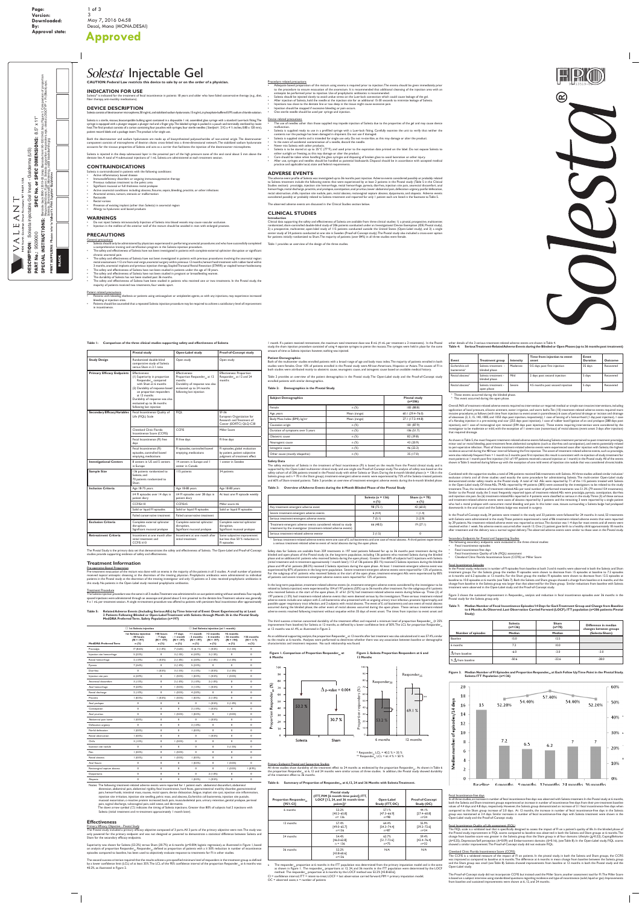**VALEANT**

**DESCRIPTION:** Solesta Injectable Gel Insert - Galderma (US)
**PART No.:** 9009000
**SPEC No. or SPEC DIMENSIONS:** 8.5" x 11"
**SPECIAL INSTRUCTIONS:**
**PRINT SUPPLIERS:**
**BLACK**

# *Solesta*® Injectable Gel

**CAUTION: Federal Law restricts this device to sale by or on the order of a physician.**

## INDICATION FOR USE

Solesta® is indicated for the treatment of fecal incontinence in patients 18 years and older who have failed conservative therapy (e.g., diet, fiber therapy, anti-motility medications).

## DEVICE DESCRIPTION

Solesta consists of dextranomer microspheres 50 mg/mL and stabilized sodium hyaluronate 15 mg/mL in phosphate-buffered 0.9% sodium chloride solution.

Solesta is a sterile, viscous, biocompatible bulking agent contained in a disposable 1 mL assembled glass syringe with a standard Luer-lock fitting. The syringe is equipped with a plunger stopper, a plunger rod and a finger grip. The labeled syringe is packed in a pouch and terminally sterilized by moist heat. The final product consists of a carton containing four pouches with syringes, four sterile needles (Sterijet®, 21G x 4 ½ inches, 0.80 x 120 mm), patient record labels and a package insert. The product is for single use.

Both the dextranomer and sodium hyaluronate are made up of biosynthesized polysaccharides of non-animal origin. The dextranomer component consists of microspheres of dextran chains cross-linked into a three-dimensional network. The stabilized sodium hyaluronate accounts for the viscous properties of Solesta and acts as a carrier that facilitates the injection of the dextranomer microspheres.

Solesta is injected in the deep submucosal layer in the proximal part of the high pressure zone of the anal canal about 5 mm above the dentate line. A total of 4 submucosal injections of 1 mL Solesta are administered at each treatment session.

## CONTRAINDICATIONS

Solesta is contraindicated in patients with the following conditions:

- Active inflammatory bowel disease
- Immunodeficiency disorders or ongoing immunosuppressive therapy
- Previous radiation treatment to the pelvic area
- Significant mucosal or full thickness rectal prolapse
- Active anorectal conditions including abscess, fissures, sepsis, bleeding, proctitis, or other infections
- Anorectal atresia, tumors, stenosis or malformation
- Rectocele
- Rectal varices
- Presence of existing implant (other than Solesta) in anorectal region
- Allergy to hyaluronic acid based products

## WARNINGS

- Do not inject Solesta intravascularly. Injection of Solesta into blood vessels may cause vascular occlusion.
- Injection in the midline of the anterior wall of the rectum should be avoided in men with enlarged prostate.

## PRECAUTIONS

### General precautions

- Solesta should only be administered by physicians experienced in performing anorectal procedures and who have successfully completed a comprehensive training and certification program in the Solesta injection procedure.
- The safety and effectiveness of Solesta have not been investigated in patients with complete external sphincter disruption or significant chronic anorectal pain.
- The safety and effectiveness of Solesta have not been investigated in patients with previous procedures involving the anorectal region: rectal anastomosis <12 cm from anal verge, anorectal surgery within previous 12 months, hemorrhoid treatment with rubber band within 3 months, anorectal implants and previous injection therapy, Stapled Transanal Rectal Resection (STARR) or stapled hemorrhoidectomy.
- The safety and effectiveness of Solesta have not been studied in patients under the age of 18 years.
- The safety and effectiveness of Solesta have not been studied in pregnant or breastfeeding women.
- The durability of Solesta has not been studied past 36 months.
- The safety and effectiveness of Solesta have been studied in patients who received one or two treatments. In the Pivotal study, the majority of patients received two treatments, four weeks apart.

### Patient related precautions

- Patients with bleeding diathesis or patients using anticoagulant or antiplatelet agents, as with any injections may experience increased bleeding at injection sites.
- Patients should be counseled that a repeated Solesta injection procedure may be required to achieve a satisfactory level of improvement in incontinence.

### Procedure related precautions

- Adequate bowel preparation of the rectum using enema is required prior to injection. The enema should be given immediately prior to the procedure to ensure evacuation of the anorectum. It is recommended that additional cleansing of the injection area with an antiseptic be performed prior to injection. Use of prophylactic antibiotics is recommended.
- Solesta should be injected slowly to avoid undue stress on the Luer-lock connection which could cause leakage of the gel.
- After injection of Solesta, hold the needle at the injection site for an additional 15-30 seconds to minimize leakage of Solesta.
- Injections too close to the dentate line or too deep in the tissue might cause excessive pain.
- Injection should be stopped if excessive bleeding or pain occurs.
- One sterile needle should be used per syringe and injection.

### Device related precautions

- The use of needles other than those supplied may impede injection of Solesta due to the properties of the gel and may cause device malfunctions.
- Solesta is supplied ready to use in a prefilled syringe with a Luer-lock fitting. Carefully examine the unit to verify that neither the contents nor the package has been damaged in shipment. Do not use if damaged.
- Solesta is supplied sterile and is intended for single-use only. Do not re-sterilize, as this may damage or alter the product.
- In the event of accidental contamination of a needle, discard the needle.
- Never mix Solesta with other products.
- Solesta is to be stored at up to 25°C (77°F), and used prior to the expiration date printed on the label. Do not expose Solesta to either sunlight or freezing, as this may damage or alter the product.
- Care should be taken when handling the glass syringes and disposing of broken glass to avoid laceration or other injury.
- After use, syringes and needles should be handled as potential biohazards. Disposal should be in accordance with accepted medical practice and applicable local, state and federal requirements.

## ADVERSE EVENTS

The adverse event profile of Solesta was investigated up to 36 months post injection. Adverse events considered possibly or probably related to Solesta treatment include the following events that were experienced by at least 2 patients in the Pivotal study (Table 5 in the Clinical Studies section): proctalgia, injection site hemorrhage, rectal hemorrhage, pyrexia, diarrhea, injection site pain, anorectal discomfort, anal hemorrhage, rectal discharge, pruritus, anal prolapse, constipation, anal pruritus, abdominal pain lower, defecation urgency, painful defecation, rectal obstruction, chills, injection site nodule, pain, rectal abscess, rectosigmoid septum abscess, dyspareunia, and alopecia. Adverse events considered possibly or probably related to Solesta treatment and reported for only 1 patient each are listed in the footnote to Table 5.

The observed adverse events are discussed in the Clinical Studies section below.

## CLINICAL STUDIES

### Introduction

Clinical data supporting the safety and effectiveness of Solesta are available from three clinical studies: 1) a pivotal, prospective, multicenter, randomized, sham-controlled double-blind study of 206 patients conducted under an Investigational Device Exemption (IDE; Pivotal study), 2) a prospective, multicenter, open-label study of 115 patients conducted outside the United States (Open-Label study), and 3) a single center study of 34 patients conducted at one site in Sweden (Proof-of-Concept study). The Pivotal study also included a cross-over option for patients initially randomized to Sham. The majority of patients (over 84%) in all three studies were female.

Table 1 provides an overview of the design of the three studies.

**Table 1: Comparison of the three clinical studies supporting safety and effectiveness of Solesta**

| | Pivotal study | Open-Label study | Proof-of-Concept study |
|---|---|---|---|
| Study Design | Randomized double-blind comparative study of Solesta versus Sham in 2:1 ratio | Open study | Open study |
| Primary Efficacy Endpoints | Effectiveness: (1) Superiority in proportion Responder$_{50}$ compared with Sham at 6 months; (2) Durability of response based on proportion responders at 12 months; Durability of response was also evaluated up to 36 months following last injection | Effectiveness: Proportion Responder$_{50}$ at 12 months; Durability of response was also evaluated up to 36 months following last injection | Effectiveness: Proportion Responder$_{50}$ at 12 and 24 months |
| Secondary Efficacy Variables | Fecal Incontinence Quality of Life (FIQL) Scale | FIQL | SF-36; European Organization for Research and Treatment of Cancer (EORTC) QLQ-C30 |
| | Cleveland Clinic Florida Incontinence Score (CCFIS) | CCFIS | Miller Score |
| | Fecal Incontinence (FI) free days | FI free days | FI free days |
| | Fecal Incontinence (FI) episodes, controlled bowel emptying, medications | FI episodes, controlled bowel emptying, medications | FI episodes, global evaluation by patient, patient subjective judgment of treatment effect |
| Investigational Centers | 8 centers in US and 5 centers in Europe | 14 centers in Europe and 1 center in Canada | 1 center in Sweden |
| Sample Size | 136 patients randomized to Solesta, and 70 patients randomized to Sham | 115 patients | 34 patients |
| Inclusion Criteria | Age 18-75 years | Age 18-80 years | Age 18-80 years |
| | ≥4 FI episodes over 14 days in patient diary | ≥4 FI episodes over 28 days in patient diary | At least one FI episode weekly |
| | CCFIS≥10 | CCFIS≥5 | Miller score ≥6 |
| | Solid or liquid FI episodes | Solid or liquid FI episodes | Solid or liquid FI episodes |
| | Failed conservative treatment | Failed conservative treatment | |
| Exclusion Criteria | Complete external sphincter disruption, Significant mucosal prolapse | Complete external sphincter disruption, Significant mucosal prolapse | Complete external sphincter disruption, Significant mucosal prolapse |
| Retreatment Criteria | Incontinent at one month after initial treatment and CCFIS ≥10 | Incontinent at one month after initial treatment | Some subjective improvement but less than 50 % reduction in FI episodes |

The Pivotal Study is the primary data set that demonstrates the safety and effectiveness of Solesta. The Open-Label and Proof-of-Concept studies provide supporting evidence of safety and effectiveness.

### Treatment Information

#### Pre-operative Bowel Preparation

Pre-treatment evacuation of the rectum was done with an enema in the majority of the patients in all 3 studies. A small number of patients received topical antiseptic cleansing at the discretion of the treating investigator and only 15 patients in 3 studies received prophylactic antibiotics. Prophylactic antibiotics were administered to individual patients in the Pivotal study at the discretion of the treating investigator, and only 15 patients in the Open-Label study received prophylactic antibiotics.

#### Treatment Procedure

The Solesta injection procedure was the same in all 3 studies. Treatment was administered in an out-patient setting without anesthesia. Four equally spaced injections were administered through an anoscope and placed about 5 mm proximal to the dentate line. Treatment volume was generally 4 x 1 mL per treatment session. A single re-treatment procedure was offered to patients with persistent fecal incontinence after approximately 1 month. If deemed necessary following retreatment, the maximum total treatment dose was 8 mL (4 mL per treatment x 2 treatments). In the Pivotal study, the sham injection procedure consisted of using 4 separate syringes to pierce the mucosa. The syringes were held in place for the same amount of time as Solesta injection; however, nothing was injected.

#### Patient Demographics

Both of the multicenter studies enrolled patients with a broad range of age and body mass index. The majority of patients enrolled in both studies were females. Over 10% of patients enrolled in the Pivotal study were African-Americans, Hispanics or Asians. The causes of FI in both studies were attributed mostly to obstetric, idiopathic, neurogenic causes and iatrogenic cause based on available medical history.

Table 2 provides an overview of the patient demographics in the Pivotal study. The Open-Label study and the Proof-of-Concept study enrolled patients with similar demographics.

**Table 2: Demographics in the Pivotal Study**

| Subject Demographics | | Pivotal study (n=206) |
|---|---|---|
| Female | n (%) | 182 (88.8) |
| Age, years | Mean (range) | 60.1 (29.4-76.0) |
| Body Mass Index (BMI), kg/m² | Mean (range) | 27.1 (17.2-44.8) |
| Caucasian origin | n (%) | 181 (87.9) |
| Duration of symptoms over 5 years | n (%) | 106 (51.7) |
| Obstetric cause | n (%) | 82 (39.8) |
| Neurogenic cause | n (%) | 43 (20.9) |
| Iatrogenic cause | n (%) | 46 (22.3) |
| Other cause (mostly idiopathic) | n (%) | 35 (17.0) |

#### Safety Data

The safety evaluation of Solesta in the treatment of fecal incontinence (FI) is based on the results from the Pivotal clinical study, and is supported by the Open-Label multicenter clinical study and one single site Proof-of-Concept study. The analysis of safety was based on the safety cohort of all 206 patients treated in the Pivotal study with either Solesta or Sham. During the 6-month blinded phase (n = 136 in the Solesta group and n = 70 in the Sham group), treatment-emergent adverse events were experienced by 72% of the Solesta-treated patients and 60% of Sham-treated patients. Table 3 provides an overview of treatment-emergent adverse events during the 6-month blinded phase.

**Table 3: Overview of Adverse Events during the 6-Month Blinded Phase of the Pivotal Study**

| | Solesta (n = 136) n (%) | Sham (n = 70) n (%) |
|---|---|---|
| Any treatment-emergent adverse event | 98 (72.1) | 42 (60.0) |
| Severe treatment-emergent adverse events | 6 (4.4) | 1 (1.4) |
| Serious treatment-emergent adverse events | 7 (5.1) | 2 (2.9) |
| Treatment-emergent adverse events considered related to study treatment by the investigator (treatment-related adverse events) | 66 (48.5) | 19 (27.1) |
| Serious treatment-related adverse events[a] | 2 (1.5) | 0 |

[a] Serious treatment-related adverse events were one case of E. coli bacteremia and one case of rectal abscess. A third patient experienced a serious treatment-related adverse event of rectal abscess during the open phase.

Safety data for Solesta are available from 359 treatments in 197 total patients followed for up to 36 months post treatment during the blinded and open phases of the Pivotal study (i.e. the long-term population, including 136 patients who received Solesta during the blinded phase and an additional 61 patients who received Solesta during the open phase). Greater than 80% of subjects had 2 injections with Solesta (initial treatment and re-treatment approximately 1 month later); 113 of 136 patients (83.1%) received 2 Solesta injections during the blinded phase and 49 of 61 patients (80.3%) received 2 Solesta injections during the open phase. At least 1 treatment-emergent adverse event was experienced by 87% of patients in the long-term population. Severe treatment-emergent adverse events were reported for 12% of patients. For the subgroup of 61 patients who received Solesta at the start of the open phase, treatment-emergent adverse events were experienced by 85% of patients and severe treatment-emergent adverse events were reported for 13% of patients.

In the long-term population, treatment-related adverse events (ie, treatment-emergent adverse events considered by the investigator to be related to Solesta injection) were experienced by 104 of 197 patients (53%) up to 36 months after treatment. For the subgroup of 61 patients who received Solesta at the start of the open phase, 31 of 61 (51%) had treatment-related adverse events during follow-up. Two of 197 patients (1.5%) had treatment-related AEs reported as severe that were deemed serious by the investigators. These serious treatment-related adverse events included one subject with E. coli bacteremia associated with an ongoing urinary tract infection, prostatic hypertrophy, and possible upper respiratory tract infection, and 2 subjects with rectal abscess. The event of E. coli bacteremia and one event of rectal abscess occurred during the blinded phase; the other event of rectal abscess occurred during the open phase. These serious treatment-related adverse events resolved following treatment without sequelae within 35 days of event onset. The times from injection to event onset and

other details of the 3 serious treatment-related adverse events are shown in Table 4.

**Table 4: Serious Treatment-Related Adverse Events during the Blinded or Open Phases (up to 36 months post treatment)**

| Event | Treatment group | Intensity | Time from injection to event onset | Event Duration | Outcome |
|---|---|---|---|---|---|
| Escherichia coli bacteremia[a] | Solesta treatment – blinded phase | Moderate | 0.5 days post first injection | 35 days | Recovered |
| Rectal abscess[a] | Solesta treatment – blinded phase | Mild | 2 days post second injection | 5 days | Recovered |
| Rectal abscess[b] | Solesta treatment – open phase | Severe | 4.5 months post second injection | 5 days | Recovered |

[a] These events occurred during the blinded phase.
[b] This event occurred during the open phase.

Overall, 96% of treatment-related adverse events required no intervention or required medical or simple non-invasive interventions, including application of local pressure, silicone ointment, water irrigation, and warm baths. Ten (10) treatment-related adverse events required more invasive procedures, as follows (with time from injection to event onset in parentheses): 6 cases of perianal drainage or needle and drainage of abscesses (2, 3, 15, 140, 1000, and 1053 days post injection, respectively), 1 case of ligating of a hemorrhoid (1 day post injection), 1 case of a Ketalog injection in a pre-existing anal scar (255 days post injection), 1 case of rubber band ligation of an anal prolapse (388 days post injection), and 1 case of rectosigmoid cyst removal (594 days post injection). These events requiring intervention were considered by the investigator to be moderate or mild, with the exception of 1 severe case (rectal abscess) of rectal abscess (onset 3 days after injection) that required drainage.

As shown in Table 5, the most frequent treatment-related adverse events following Solesta treatment pertained to post-treatment proctalgia, minor anal or rectal bleeding, post-treatment fever, abdominal complaints (such as diarrhea and constipation), and events potentially related to peri-operative infection. Most of these treatment-related adverse events were experienced soon after injection with the highest incidence occurring during the 48-hour interval following the first injection. The onset of treatment-related adverse events, such as proctalgia, were also relatively frequent from > 1 month to 3 months post first injection; this result is consistent with re-injection of study treatment for most patients at 1 month post first injection (161 of 197 patients received a second injection at 1 month) in the Pivotal study. All of the events shown in Table 5 resolved during follow-up with the exception of one mild event of injection site nodule that was considered chronic/stable.

Combined with the supportive studies a total of 346 patients received 566 treatments with Solesta. All three studies utilized similar inclusion/exclusion criteria and all three studies used exactly the same procedure for administering Solesta. The multi-center Open-Label study demonstrated similar safety results to the Pivotal study. A total of 162 AEs were reported by 71 of the 115 patients treated with Solesta in the Open-Label study. Of these AEs, 79 AEs reported by 44 patients (38%) were assessed by the investigators to be related to the study treatment. Thus, the incidence of treatment-related AEs per total number of performed treatments was 21.2% (79 events/114 treatments). Similar to the Pivotal study, the 5 most frequently reported types of treatment-related AEs were proctalgia, pyrexia, constipation, diarrhea and injection site pain. Six (6) treatment-related AEs reported in 4 patients were classified as serious in the study. Three (3) of these serious and treatment-related adverse events were cases of abscess reported by 3 patients and the remaining 3 were reported by a single patient who had a rectal prolapse with concurrent rectal bleeding and pain. In this latter case, tissues surrounding a Solesta bulge had prolapsed downwards in the anal canal and the Solesta bulge was excised in surgery.

In the Proof-of-Concept study, 34 patients were treated in the study and 33 patients were followed for 24 months. In total, 33 treatments with Solesta were administered in the study. These patients experienced a total of 86 treatment-related adverse events that were reported by 29 patients. No treatment-related adverse event was reported as serious. The duration was 1-4 days for most events and all events were resolved within 1 week. No adverse events occurred after month 12. One (1) patient gave birth to a healthy child approximately 18 months after treatment and the delivery was a normal vaginal delivery. The observed adverse events were similar to those seen in the Pivotal study.

**Table 5: Related Adverse Events (Including Serious AEs) by Time Interval of Event Onset Experienced by at Least 2 Patients Following Blinded or Open-Label Treatment with Solesta through Month 36 in the Pivotal Study. MedDRA Preferred Term. Safety Population (n=197)**

| | 1st Solesta injection | | | | | 2nd Solesta injection (at 1 month) | |
|---|---|---|---|---|---|---|---|
| MedDRA Preferred Term | ≤48 hours (N = 197) n (%) | >48 hours – 7 days (N = 197) n (%) | >7 days – 1 month (N = 197) n (%) | >1 month – 3 months (N = 197) n (%) | >3 months – 6 months (N = 197) n (%) | >6 months – 36 months (N = 196) n (%) | >36 months (N = 117) n (%) |
| Proctalgia | 17 (8.6%) | 2 (1.0%) | 7 (3.6%) | 12 (6.1%) | 1 (0.5%) | 3 (1.5%) | 0 |
| Injection site hemorrhage | 3 (1.5%) | 0 | 3 (1.5%) | 6 (3.0%) | 3 (1.5%) | 0 | 0 |
| Rectal hemorrhage | 2 (1.0%) | 1 (0.5%) | 2 (1.0%) | 6 (3.0%) | 2 (1.0%) | 2 (1.0%) | 0 |
| Pyrexia | 7 (3.6%) | 0 | 2 (1.0%) | 2 (1.0%) | 0 | 0 | 0 |
| Diarrhea | 0 | 1 (0.5%) | 3 (1.5%) | 3 (1.5%) | 4 (2.0%) | 3 (1.5%) | 0 |
| Injection site pain | 4 (2.0%) | 0 | 1 (0.5%) | 4 (2.0%) | 1 (0.5%) | 1 (0.5%) | 0 |
| Anorectal discomfort | 3 (1.5%) | 0 | 2 (1.0%) | 2 (1.0%) | 2 (1.0%) | 0 | 0 |
| Anal hemorrhage | 4 (2.0%) | 0 | 1 (0.5%) | 3 (1.5%) | 1 (0.5%) | 0 | 0 |
| Rectal discharge | 2 (1.0%) | 0 | 1 (0.5%) | 4 (2.0%) | 0 | 0 | 0 |
| Pruritus | 1 (0.5%) | 1 (0.5%) | 0 | 1 (0.5%) | 2 (1.0%) | 0 | 0 |
| Anal prolapse | 0 | 0 | 0 | 0 | 1 (0.5%) | 2 (1.0%) | 0 |
| Constipation | 0 | 0 | 0 | 2 (1.0%) | 1 (0.5%) | 0 | 0 |
| Anal pruritus | 0 | 0 | 1 (0.5%) | 1 (0.5%) | 0 | 1 (0.5%) | 0 |
| Abdominal pain lower | 1 (0.5%) | 0 | 0 | 0 | 1 (0.5%) | 0 | 0 |
| Defecation urgency | 0 | 0 | 0 | 2 (1.0%) | 0 | 0 | 0 |
| Painful defecation | 1 (0.5%) | 0 | 0 | 1 (0.5%) | 0 | 0 | 0 |
| Rectal obstruction | 1 (0.5%) | 0 | 0 | 0 | 1 (0.5%) | 0 | 0 |
| Chills | 2 (1.0%) | 0 | 0 | 0 | 0 | 0 | 0 |
| Injection site nodule | 0 | 0 | 0 | 0 | 0 | 2 (1.0%) | 0 |
| Pain | 1 (0.5%) | 0 | 1 (0.5%) | 0 | 0 | 0 | 0 |
| Rectal abscess | 1 (0.5%) | 0 | 1 (0.5%) | 0 | 0 | 0 | 0 |
| Anal fissure | 0 | 0 | 0 | 1 (0.5%) | 0 | 1 (0.5%) | 0 |
| Rectosigmoid septum abscess | 0 | 0 | 0 | 1 (0.5%) | 0 | 0 | 1 (0.9%) |
| Dyspareunia | 0 | 0 | 0 | 0 | 2 (1.0%) | 0 | 0 |
| Alopecia | 0 | 0 | 0 | 1 (0.5%) | 1 (0.5%) | 0 | 0 |

Notes: The following treatment-related adverse events were reported for 1 patient each: abdominal discomfort, abdominal distension, abdominal pain, abdominal rigidity, fecal incontinence, hard feces, gastrointestinal motility disorder, gastrointestinal pain, hemorrhoids, intestinal mass, nausea, rectal spasm, device dislocation, fatigue, implant site cyst, injection site inflammation, injection site irritation, injection site swelling, pelvic mass, anal abscess, Escherichia coli bacteremia, injection site pustule, mucosal excoriation, c-reactive protein increased, back pain, musculoskeletal pain, urinary retention, genital prolapse, perineal pain, vaginal discharge, vulvovaginal pain, cold sweat, and dermatitis.
The down arrow symbol (↓) indicates the timing of Solesta injections. Greater than 80% of subjects had 2 injections with Solesta (initial treatment and re-treatment approximately 1 month later).

### Effectiveness

#### Primary Efficacy Objective - Pivotal Study

The Pivotal study included a primary efficacy objective composed of 2 parts. All 2 parts of the primary objective were met. The study was only powered for the primary endpoint and was not designed or powered to demonstrate a statistical difference between Solesta and Sham for the secondary efficacy endpoints.

Superiority was shown for Solesta (53.2%) versus Sham (30.7%) at 6 months ($p$=0.004; logistic regression), as illustrated in Figure 1, based on analysis of proportion Responder$_{50}$. Responder$_{50}$ defined as proportion of patients with a ≥ 50% reduction in number of incontinence episodes compared to baseline, has been used to objectively evaluate response to treatments for FI in other studies.

The second success criterion required that the results achieve a pre-specified minimum level of responders in the treatment group as defined by a lower confidence limit (LCL) of at least 35%. The LCL of the 95% confidence interval of the proportion Responder$_{50}$ at 6 months was 40.2% as illustrated in Figure 2.

**Figure 1. Comparison of Proportion Responder$_{50}$ at 6 Months**

**Figure 2. Solesta Proportion Responders at 6 and 12 Months**

* Responder$_{50}$ LCL = 40.2 % > 35 %
** Responder$_{50}$ LCL = 60.4 % > 50 %

The third success criterion concerned durability of the treatment effect and required a minimum level of proportion Responder$_{50}$ (≥ 25% improvement from baseline) for Solesta at 12 months, as defined by a lower confidence limit of 50%. The LCL for proportion Responder$_{50}$ at 12 months was 61.4%, as illustrated in Figure 2.

As an additional supporting analysis, the proportion Responder$_{50}$ at 12 months after last treatment was also calculated and it was 57.4%, similar to the results at 6 months. Analyses were performed to determine whether there was any association between baseline or demographic characteristics and treatment response. No such relationship was found.

#### Primary Endpoint Pivotal and Supportive Studies

All three studies show durability of the treatment effect to 24 months as evidenced by the proportion Responder$_{50}$. As shown in Table 6 the proportion Responder$_{50}$ at 6, 12 and 36 months were similar across all three studies. In addition, the Pivotal study showed durability of the treatment effect to 36 months.

**Table 6: Summary of Proportion of Responder$_{50}$ at 6, 12, 24 and 36 Months with Solesta Treatment.**

| Proportion Responder$_{50}$ [95% CI] | Pivotal study (ITT, PIM [6 month time point]); ITT, LOCF [12, 24, and 36 month time points])[a] | Open-Label Study (ITT, OC) | Proof-of-Concept Study (OC) |
|---|---|---|---|
| 6 months | 53.2% [40.2–65.8] n=136 | 57.1% [47.3–66.9] n=98 | 44.1% [27.4–60.8] n=34 |
| 12 months | 57.4% [49.0–65.7] n=136 | 64.4% [54.3–74.4] n=87 | 55.9% [39.2–72.6] n=34 |
| 24 months | 54.4% [46.0–62.8] n=136 | 62.7% [51.7–73.6] n=75 | 50.0% [42.4–76.4] n=32 |
| 36 months | 52.2% [43.8–60.6] n=136 | N/A | N/A |

a The responder$_{50}$ proportion at 6 months is the ITT population was determined from the primary imputation model and is the same as shown in Figure 1. The responder$_{50}$ proportions at 12, 24 and 36 months in the ITT population were determined by the LOCF method. The responder$_{50}$ proportion at 6 months by the LOCF method was 55.2% [43.8-60.6].
CI = confidence interval; ITT = intent-to-treat; LOCF = last observation carried forward; PIM = primary imputation model; OC = observed cases; n = number of patients

#### Secondary Endpoints for Pivotal and Supporting Studies

The following secondary endpoints were evaluated in the three clinical studies:

- Fecal incontinence episodes
- Fecal incontinence-free days
- Fecal Incontinence Quality of Life (FIQL) questionnaire
- Cleveland Clinic Florida Incontinence Score (CCFIS) or Miller Score

#### Fecal Incontinence Episodes

In the Pivotal study, reductions in number of FI episodes from baseline at both 3 and 6 months were observed in both the Solesta and Sham treatment groups. For the Solesta group the median FI episodes were shown to decrease from 15 episodes at baseline to 7.2 episodes at 6 months and 6.2 episodes at 12 months. For the Sham group the median FI episodes were shown to decrease from 12.5 episodes at baseline to 10.0 episodes at 6 months (see Table 7). Both the Solesta and Sham groups showed a change from baseline at 6 months; the change from baseline in the Solesta group was larger than that observed for the Sham group. Similar reductions from baseline with Solesta treatment were observed in the Open-Label study and the Proof-of-Concept study.

Figure 3 shows the sustained improvement in Responder$_{50}$ analysis and reduction in fecal incontinence episodes over 36 months in the Pivotal study for the Solesta group only.

**Table 7: Median Number of Fecal Incontinence Episodes/14 Days for Each Treatment Group and Change from Baseline to 6 Months. As Observed. Last Observation Carried Forward (LOCF). ITT population (n=206 patients Pivotal Study)**

| Number of episodes | Solesta (n=136) Median | Sham (n=70) Median | Difference in median changes between groups (Solesta-Sham) |
|---|---|---|---|
| Baseline | 15.0 | 12.5 | |
| 6 months | 7.2 | 10.0 | |
| Δ from baseline | -6.0 | -3.0 | -3.0 |
| % Δ from baseline | -50.6 | -22.6 | -28.0 |

**Figure 3. Median Number of FI Episodes and Proportion Responder$_{50}$ at Each Follow Up Time Point in the Pivotal Study. Solesta ITT Population (n=136)**

#### Fecal Incontinence-free days

In all three studies, an increase in number of fecal incontinence-free days was observed with Solesta treatment. In the Pivotal study at 6 months, both the Solesta and Sham treatment groups experienced an increase in number of incontinence free days from their pre-treatment baseline values of 4.4 days and 4.8 days, respectively. However, the Solesta group demonstrated an increase of 3.1 fecal incontinence-free days when compared to the Sham group increase of 2.0 days. At 12 months, the increase in number of fecal incontinence-free days in the Solesta group was maintained at 3.4 days. Similar increases in number of fecal incontinence-free days with Solesta treatment were shown in the Open-Label study and the Proof-of-Concept study.

#### Fecal Incontinence Quality of Life questionnaire (FIQL)

The FIQL scale is a validated tool that is specifically designed to assess the impact of FI on a patient's quality of life. In the blinded phase of the Pivotal study, improvement in FIQL scores compared to baseline was observed in both the Solesta and Sham groups at 6 months. The change from baseline scores was greater in the Solesta group than the Sham group in all four domains: Lifestyle ($p$=0.02); Coping/Behavior ($p$=0.03); Depression/Self perception ($p$=0.09) and Embarrassment domains ($p$=0.16) (see Table 8). In the Open-Label study, FIQL scores showed a similar improvement. The Proof-of-Concept study did not evaluate FIQL.

#### Cleveland Clinic Florida Incontinence Score (CCFIS)

The CCFIS is a validated measure of the impact of FI on patients. In the pivotal study, in both the Solesta and Sham groups, the CCFIS was improved as compared to baseline at 6 months. The difference at 6 months in mean change from baseline between the Solesta and the Sham groups was small (see Table 8). Solesta showed improvements from baseline in the CCFIS in the Open-Label study.

The Proof-of-Concept study did not incorporate CCFIS but instead used the Miller Score, another assessment tool for FI. The Miller Score is based on a subject interview using standardized questions regarding incidence and type of incontinence (solid, liquid or gas). Improvements from baseline and sustained improvements were shown at 6, 12, and 24 months.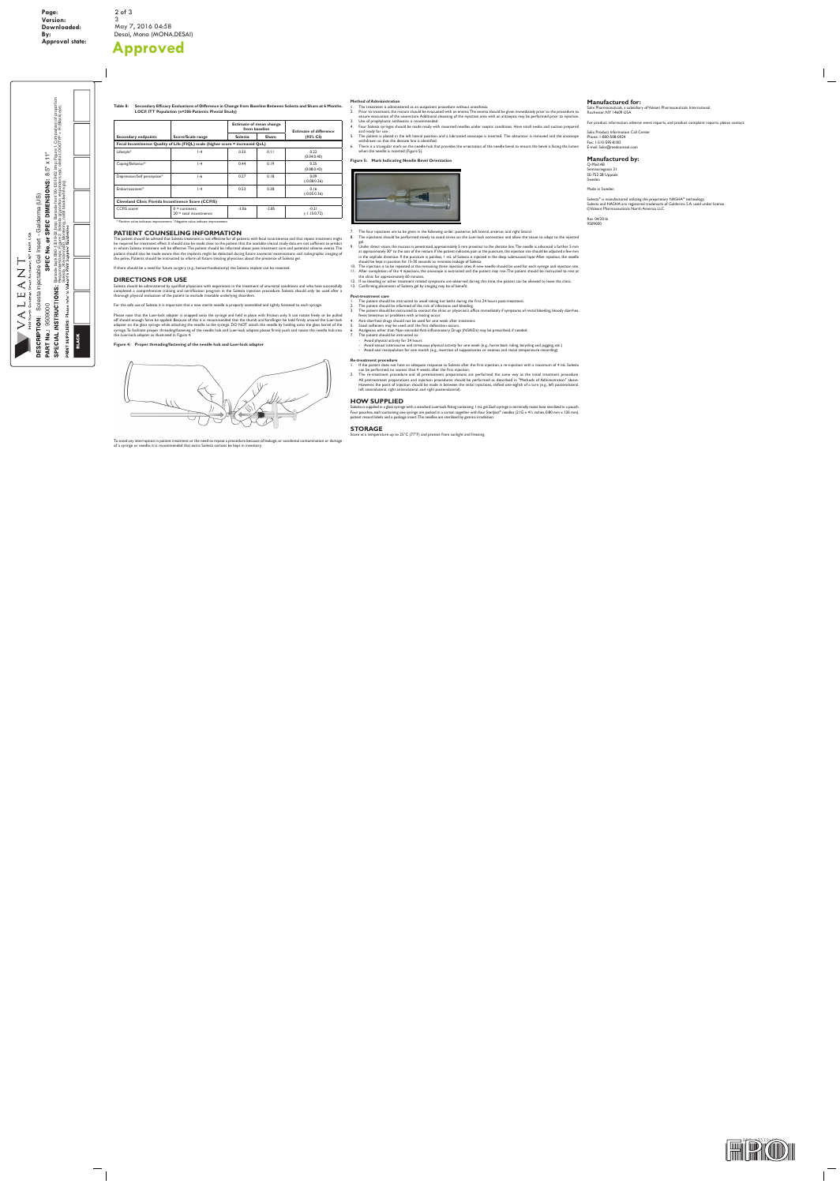**Table 8: Secondary Efficacy Evaluations of Difference in Change from Baseline Between Solesta and Sham at 6 Months. LOCF ITT Population (n=206 Patients: Pivotal Study)**

| Secondary endpoints | Score/Scale range | Estimate of mean change from baseline | | Estimate of difference (95% CI) |
|---|---|---|---|---|
| | | Solesta | Sham | |
| **Fecal Incontinence Quality of Life (FIQL) scale (higher score = increased QoL)** | | | | |
| Lifestyle* | 1-4 | 0.33 | 0.11 | 0.22 (0.04-0.40) |
| Coping/Behavior* | 1-4 | 0.44 | 0.19 | 0.25 (0.08-0.43) |
| Depression/Self perception* | 1-6 | 0.27 | 0.18 | 0.09 (-0.08-0.26) |
| Embarrassment* | 1-4 | 0.53 | 0.38 | 0.16 (-0.05-0.36) |
| **Cleveland Clinic Florida Incontinence Score (CCFIS)** | | | | |
| CCFIS score† | 0 = continent; 20 = total incontinence | -3.06 | -2.85 | -0.21 (-1.15-0.72) |

* Positive value indicates improvement; † Negative value indicates improvement

## PATIENT COUNSELING INFORMATION

The patient should be advised that Solesta treatment is not effective for all patients with fecal incontinence and that repeat treatment might be required for treatment effect. It should also be made clear to the patient that the available clinical study data are not sufficient to predict in whom Solesta treatment will be effective. The patient should be informed about post-treatment care and potential adverse events. The patient should also be made aware that the implants might be detected during future anorectal examinations and radiographic imaging of the pelvis. Patients should be instructed to inform all future treating physicians about the presence of Solesta gel.

If there should be a need for future surgery (e.g., hemorrhoidectomy) the Solesta implant can be resected.

## DIRECTIONS FOR USE

Solesta should be administered by qualified physicians with experience in the treatment of anorectal conditions and who have successfully completed a comprehensive training and certification program in the Solesta injection procedure. Solesta should only be used after a thorough physical evaluation of the patient to exclude treatable underlying disorders.

For the safe use of Solesta it is important that a new sterile needle is properly assembled and tightly fastened to each syringe.

Please note that the Luer-lock adapter is snapped onto the syringe and held in place with friction only. It can rotate freely or be pulled off should enough force be applied. Because of this it is recommended that the thumb and forefinger be held firmly around the Luer-lock adapter on the glass syringe while attaching the needle to the syringe. DO NOT attach the needle by holding onto the glass barrel of the syringe. To facilitate proper threading/fastening of the needle hub and Luer-lock adapter, please firmly push and rotate the needle hub into the Luer-lock adapter as illustrated in Figure 4.

**Figure 4. Proper threading/fastening of the needle hub and Luer-lock adaptor**

To avoid any interruption in patient treatment or the need to repeat a procedure because of leakage, or accidental contamination or damage of a syringe or needle, it is recommended that extra Solesta cartons be kept in inventory.

### Method of Administration

1. The treatment is administered as an outpatient procedure without anesthesia.
2. Prior to treatment, the rectum should be evacuated with an enema. The enema should be given immediately prior to the procedure to ensure evacuation of the anorectum. Additional cleansing of the injection area with an antiseptic may be performed prior to injection.
3. Use of prophylactic antibiotics is recommended.
4. Four Solesta syringes should be made ready with mounted needles under aseptic conditions. Have small swabs and suction prepared and ready for use.
5. The patient is placed in the left lateral position, and a lubricated anoscope is inserted. The obturator is removed and the anoscope withdrawn so that the dentate line is identified.
6. There is a triangular mark on the needle hub that provides the orientation of the needle bevel to ensure the bevel is facing the lumen when the needle is inserted (Figure 5).

**Figure 5: Mark Indicating Needle Bevel Orientation**

7. The four injections are to be given in the following order: posterior, left lateral, anterior, and right lateral.
8. The injections should be performed slowly to avoid stress on the Luer-lock connection and allow the tissue to adapt to the injected gel.
9. Under direct vision, the mucosa is penetrated, approximately 5 mm proximal to the dentate line. The needle is advanced a further 5 mm at approximately 30° to the axis of the rectum. If the patient indicates pain at the puncture, the injection site should be adjusted a few mm in the cephalic direction. If the puncture is painless, 1 mL of Solesta is injected in the deep submucosal layer. After injection, the needle should be kept in position for 15-30 seconds to minimize leakage of Solesta.
10. The injection is to be repeated at the remaining three injection sites. A new needle should be used for each syringe and injection site.
11. After completion of the 4 injections, the anoscope is extracted and the patient may rise. The patient should be instructed to rest at the clinic for approximately 60 minutes.
12. If no bleeding or other treatment related symptoms are observed during this time, the patient can be allowed to leave the clinic.
13. Confirming placement of Solesta gel by imaging may be of benefit.

### Post-treatment care

1. The patient should be instructed to avoid taking hot baths during the first 24 hours post-treatment.
2. The patient should be informed of the risk of infections and bleeding.
3. The patient should be instructed to contact the clinic or physician's office immediately if symptoms of rectal bleeding, bloody diarrhea, fever, tenesmus or problems with urinating occur.
4. Anti-diarrheal drugs should not be used for one week after treatment.
5. Stool softeners may be used until the first defecation occurs.
6. Analgesics other than Non-steroidal Anti-inflammatory Drugs (NSAIDs) may be prescribed, if needed.
7. The patient should be instructed to:
   - Avoid physical activity for 24 hours
   - Avoid sexual intercourse and strenuous physical activity for one week (e.g., horse back riding, bicycling and jogging, etc.)
   - Avoid anal manipulation for one month (e.g., insertion of suppositories or enemas and rectal temperature recording)

### Re-treatment procedure

1. If the patient does not have an adequate response to Solesta after the first injection, a re-injection with a maximum of 4 mL Solesta can be performed, no sooner than 4 weeks after the first injection.
2. The re-treatment procedure and all pretreatment preparations are performed the same way as the initial treatment procedure. All pretreatment preparations and injection procedures should be performed as described in "Methods of Administration" above. However, the point of injection should be made in between the initial injections, shifted one-eighth of a turn (e.g., left posterolateral, left anterolateral, right anterolateral, and right posterolateral).

## HOW SUPPLIED

Solesta is supplied in a glass syringe with a standard Luer-lock fitting containing 1 mL gel. Each syringe is terminally moist heat sterilized in a pouch. Four pouches, each containing one syringe are packed in a carton together with four Sterijet® needles (21G x 4½ inches, 0.80 mm x 120 mm), patient record labels and a package insert. The needles are sterilized by gamma irradiation.

## STORAGE

Store at a temperature up to 25°C (77°F) and protect from sunlight and freezing.

### Manufactured for:

Salix Pharmaceuticals, a subsidiary of Valeant Pharmaceuticals International.
Rochester, NY 14609 USA

For product information, adverse event reports, and product complaint reports, please contact:

Salix Product Information Call Center
Phone: 1-800-508-0024
Fax: 1-510-595-8183
E-mail: Salix@medcomsol.com

### Manufactured by:

Q-Med AB
Seminariegatan 21
SE-752 28 Uppsala
Sweden

Made in Sweden

Solesta® is manufactured utilizing the proprietary NASHA® technology.
Solesta and NASHA are registered trademarks of Galderma S.A. used under license.
©Valeant Pharmaceuticals North America LLC

Rev. 04/2016
9509000